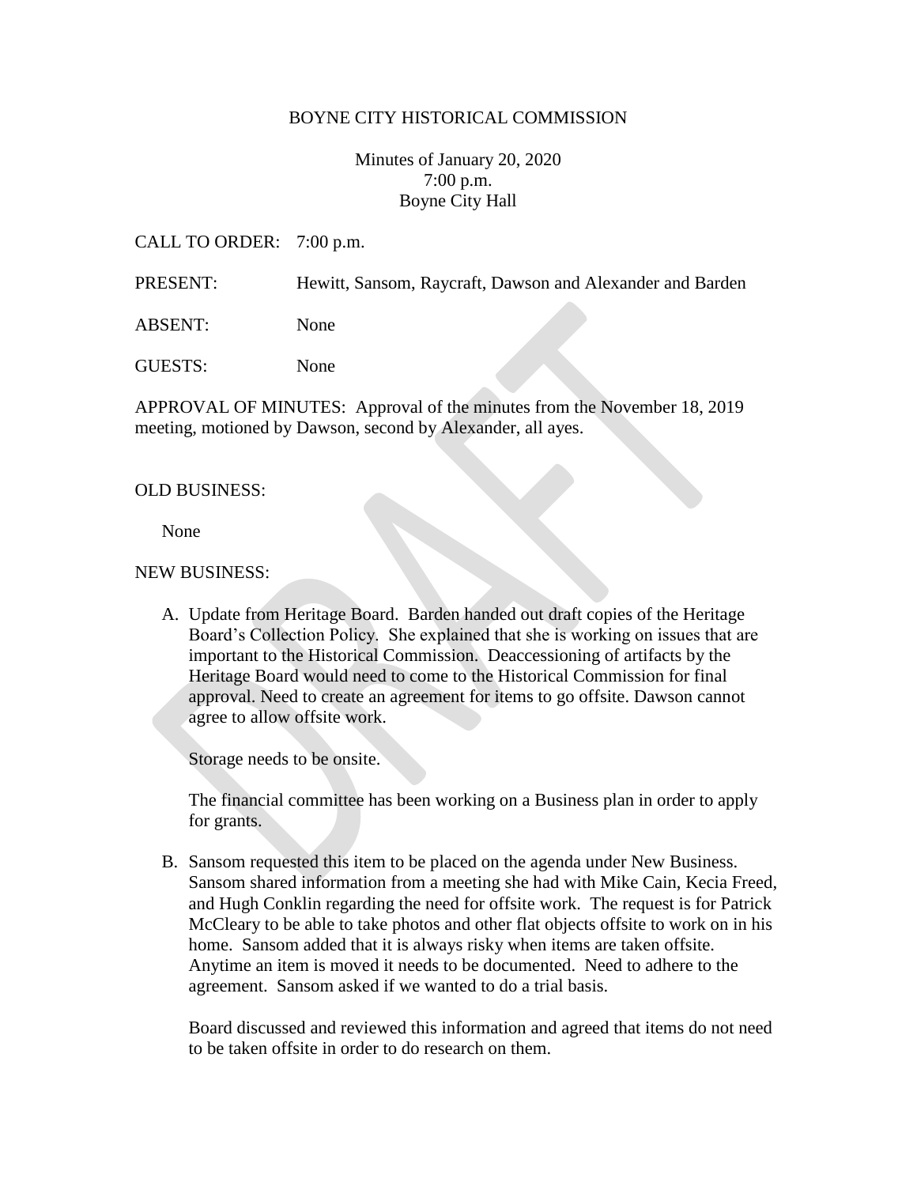# BOYNE CITY HISTORICAL COMMISSION

Minutes of January 20, 2020
7:00 p.m.
Boyne City Hall

CALL TO ORDER: 7:00 p.m.

PRESENT: Hewitt, Sansom, Raycraft, Dawson and Alexander and Barden

ABSENT: None

GUESTS: None

APPROVAL OF MINUTES: Approval of the minutes from the November 18, 2019 meeting, motioned by Dawson, second by Alexander, all ayes.

OLD BUSINESS:

None

NEW BUSINESS:

A. Update from Heritage Board. Barden handed out draft copies of the Heritage Board's Collection Policy. She explained that she is working on issues that are important to the Historical Commission. Deaccessioning of artifacts by the Heritage Board would need to come to the Historical Commission for final approval. Need to create an agreement for items to go offsite. Dawson cannot agree to allow offsite work.

   Storage needs to be onsite.

   The financial committee has been working on a Business plan in order to apply for grants.

B. Sansom requested this item to be placed on the agenda under New Business. Sansom shared information from a meeting she had with Mike Cain, Kecia Freed, and Hugh Conklin regarding the need for offsite work. The request is for Patrick McCleary to be able to take photos and other flat objects offsite to work on in his home. Sansom added that it is always risky when items are taken offsite. Anytime an item is moved it needs to be documented. Need to adhere to the agreement. Sansom asked if we wanted to do a trial basis.

   Board discussed and reviewed this information and agreed that items do not need to be taken offsite in order to do research on them.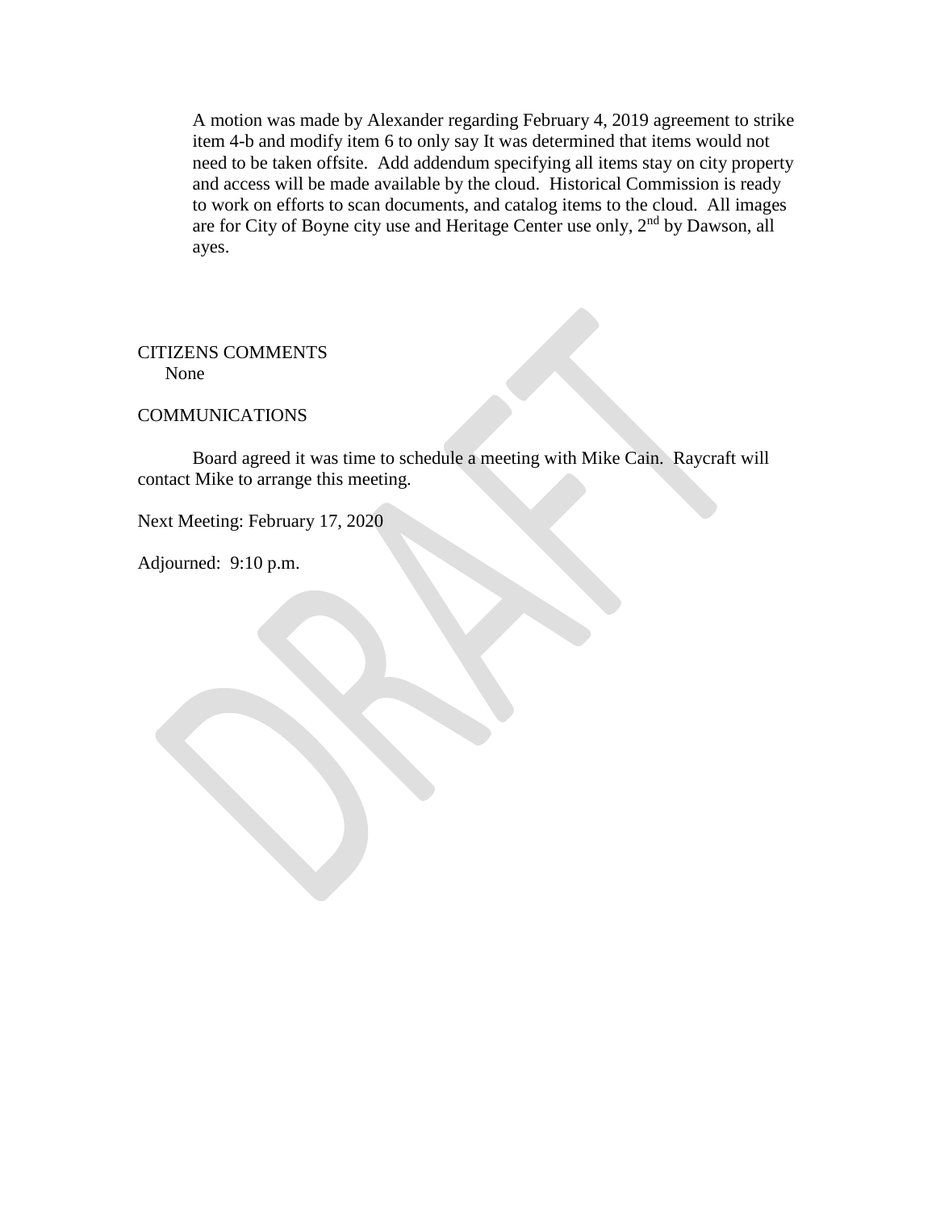A motion was made by Alexander regarding February 4, 2019 agreement to strike item 4-b and modify item 6 to only say It was determined that items would not need to be taken offsite. Add addendum specifying all items stay on city property and access will be made available by the cloud. Historical Commission is ready to work on efforts to scan documents, and catalog items to the cloud. All images are for City of Boyne city use and Heritage Center use only, 2nd by Dawson, all ayes.

CITIZENS COMMENTS

None

COMMUNICATIONS

Board agreed it was time to schedule a meeting with Mike Cain. Raycraft will contact Mike to arrange this meeting.

Next Meeting: February 17, 2020

Adjourned: 9:10 p.m.

DRAFT